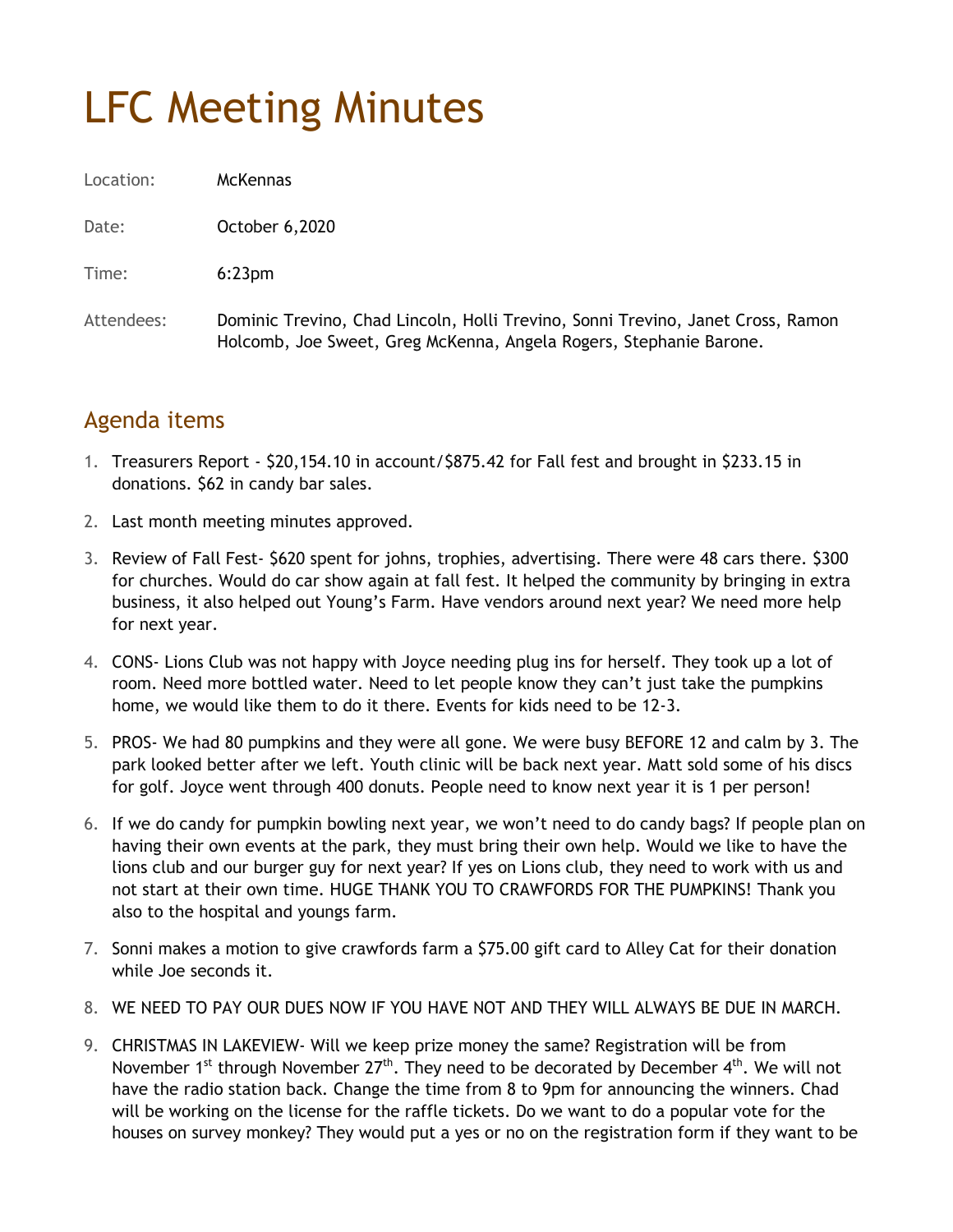# LFC Meeting Minutes

| | |
|---|---|
| Location: | McKennas |
| Date: | October 6,2020 |
| Time: | 6:23pm |
| Attendees: | Dominic Trevino, Chad Lincoln, Holli Trevino, Sonni Trevino, Janet Cross, Ramon Holcomb, Joe Sweet, Greg McKenna, Angela Rogers, Stephanie Barone. |

## Agenda items

1. Treasurers Report - $20,154.10 in account/$875.42 for Fall fest and brought in $233.15 in donations. $62 in candy bar sales.
2. Last month meeting minutes approved.
3. Review of Fall Fest- $620 spent for johns, trophies, advertising. There were 48 cars there. $300 for churches. Would do car show again at fall fest. It helped the community by bringing in extra business, it also helped out Young's Farm. Have vendors around next year? We need more help for next year.
4. CONS- Lions Club was not happy with Joyce needing plug ins for herself. They took up a lot of room. Need more bottled water. Need to let people know they can't just take the pumpkins home, we would like them to do it there. Events for kids need to be 12-3.
5. PROS- We had 80 pumpkins and they were all gone. We were busy BEFORE 12 and calm by 3. The park looked better after we left. Youth clinic will be back next year. Matt sold some of his discs for golf. Joyce went through 400 donuts. People need to know next year it is 1 per person!
6. If we do candy for pumpkin bowling next year, we won't need to do candy bags? If people plan on having their own events at the park, they must bring their own help. Would we like to have the lions club and our burger guy for next year? If yes on Lions club, they need to work with us and not start at their own time. HUGE THANK YOU TO CRAWFORDS FOR THE PUMPKINS! Thank you also to the hospital and youngs farm.
7. Sonni makes a motion to give crawfords farm a $75.00 gift card to Alley Cat for their donation while Joe seconds it.
8. WE NEED TO PAY OUR DUES NOW IF YOU HAVE NOT AND THEY WILL ALWAYS BE DUE IN MARCH.
9. CHRISTMAS IN LAKEVIEW- Will we keep prize money the same? Registration will be from November 1st through November 27th. They need to be decorated by December 4th. We will not have the radio station back. Change the time from 8 to 9pm for announcing the winners. Chad will be working on the license for the raffle tickets. Do we want to do a popular vote for the houses on survey monkey? They would put a yes or no on the registration form if they want to be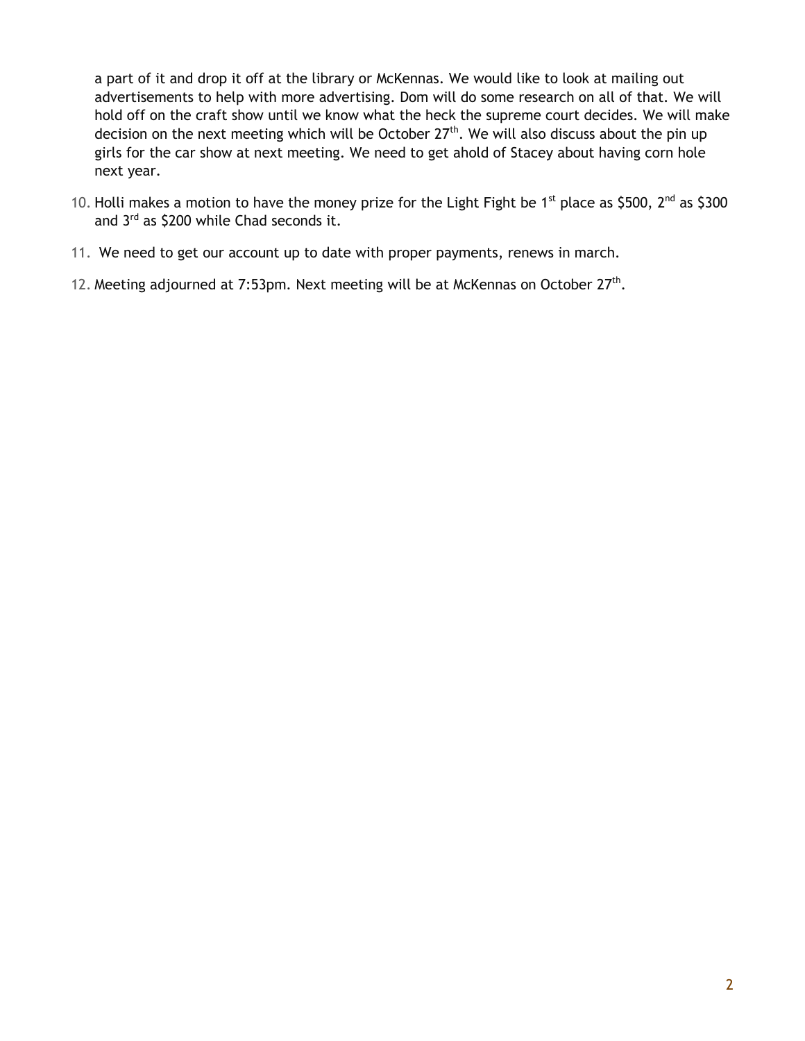a part of it and drop it off at the library or McKennas. We would like to look at mailing out advertisements to help with more advertising. Dom will do some research on all of that. We will hold off on the craft show until we know what the heck the supreme court decides. We will make decision on the next meeting which will be October 27th. We will also discuss about the pin up girls for the car show at next meeting. We need to get ahold of Stacey about having corn hole next year.

10. Holli makes a motion to have the money prize for the Light Fight be 1st place as $500, 2nd as $300 and 3rd as $200 while Chad seconds it.
11. We need to get our account up to date with proper payments, renews in march.
12. Meeting adjourned at 7:53pm. Next meeting will be at McKennas on October 27th.